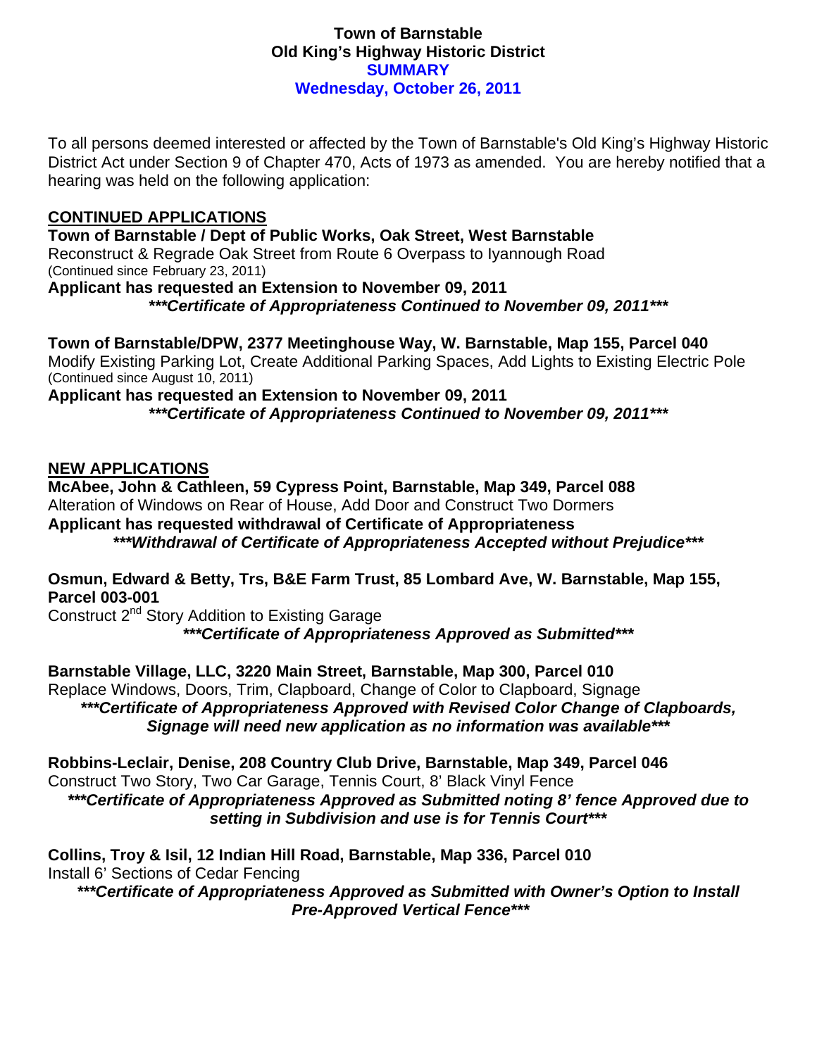# Town of Barnstable
# Old King's Highway Historic District
## SUMMARY
## Wednesday, October 26, 2011

To all persons deemed interested or affected by the Town of Barnstable's Old King's Highway Historic District Act under Section 9 of Chapter 470, Acts of 1973 as amended. You are hereby notified that a hearing was held on the following application:

## CONTINUED APPLICATIONS

**Town of Barnstable / Dept of Public Works, Oak Street, West Barnstable**
Reconstruct & Regrade Oak Street from Route 6 Overpass to Iyannough Road
(Continued since February 23, 2011)
**Applicant has requested an Extension to November 09, 2011**
***\*\*\*Certificate of Appropriateness Continued to November 09, 2011\*\*\****

**Town of Barnstable/DPW, 2377 Meetinghouse Way, W. Barnstable, Map 155, Parcel 040**
Modify Existing Parking Lot, Create Additional Parking Spaces, Add Lights to Existing Electric Pole
(Continued since August 10, 2011)
**Applicant has requested an Extension to November 09, 2011**
***\*\*\*Certificate of Appropriateness Continued to November 09, 2011\*\*\****

## NEW APPLICATIONS

**McAbee, John & Cathleen, 59 Cypress Point, Barnstable, Map 349, Parcel 088**
Alteration of Windows on Rear of House, Add Door and Construct Two Dormers
**Applicant has requested withdrawal of Certificate of Appropriateness**
***\*\*\*Withdrawal of Certificate of Appropriateness Accepted without Prejudice\*\*\****

**Osmun, Edward & Betty, Trs, B&E Farm Trust, 85 Lombard Ave, W. Barnstable, Map 155, Parcel 003-001**
Construct 2nd Story Addition to Existing Garage
***\*\*\*Certificate of Appropriateness Approved as Submitted\*\*\****

**Barnstable Village, LLC, 3220 Main Street, Barnstable, Map 300, Parcel 010**
Replace Windows, Doors, Trim, Clapboard, Change of Color to Clapboard, Signage
***\*\*\*Certificate of Appropriateness Approved with Revised Color Change of Clapboards, Signage will need new application as no information was available\*\*\****

**Robbins-Leclair, Denise, 208 Country Club Drive, Barnstable, Map 349, Parcel 046**
Construct Two Story, Two Car Garage, Tennis Court, 8' Black Vinyl Fence
***\*\*\*Certificate of Appropriateness Approved as Submitted noting 8' fence Approved due to setting in Subdivision and use is for Tennis Court\*\*\****

**Collins, Troy & Isil, 12 Indian Hill Road, Barnstable, Map 336, Parcel 010**
Install 6' Sections of Cedar Fencing
***\*\*\*Certificate of Appropriateness Approved as Submitted with Owner's Option to Install Pre-Approved Vertical Fence\*\*\****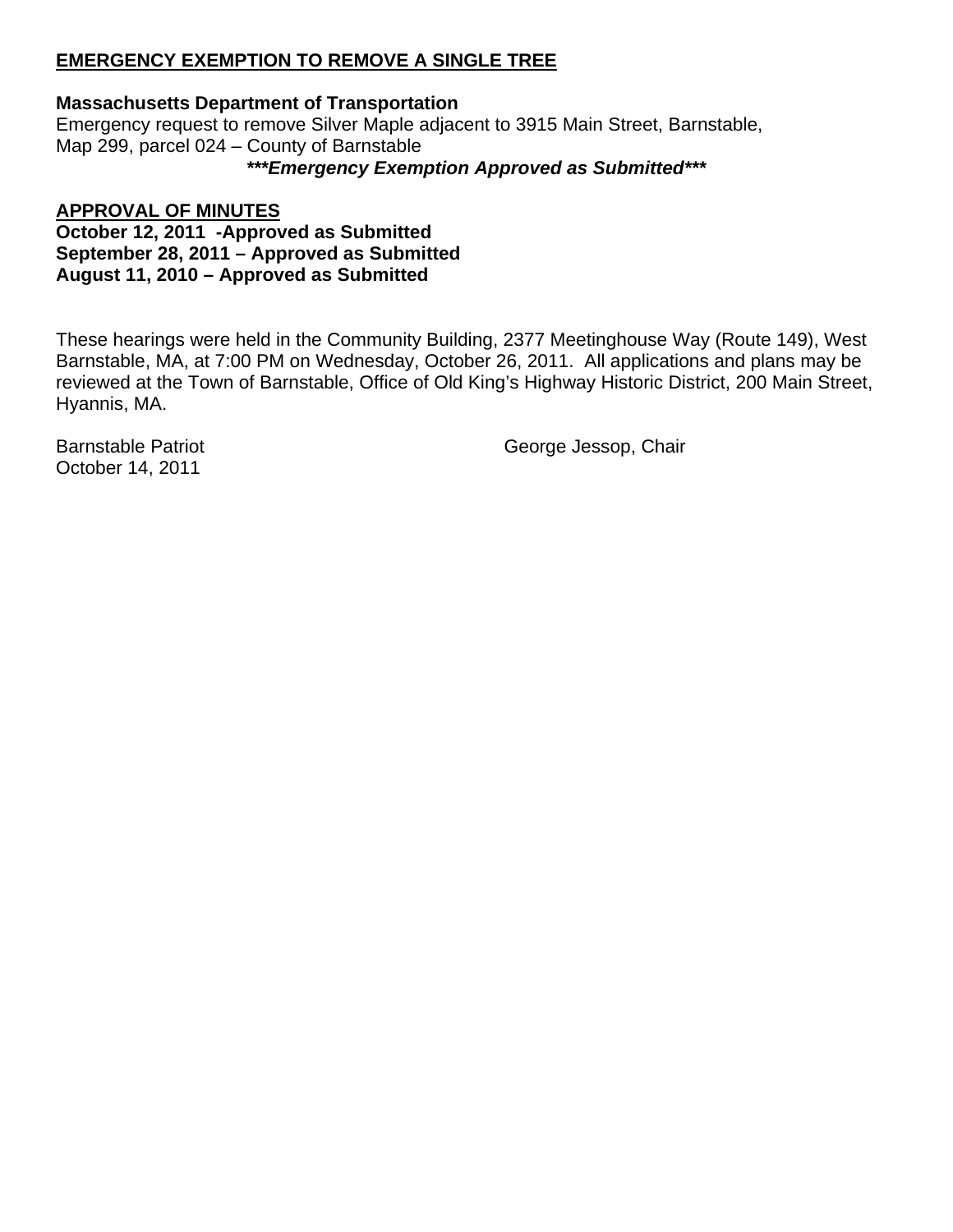**EMERGENCY EXEMPTION TO REMOVE A SINGLE TREE**

**Massachusetts Department of Transportation**
Emergency request to remove Silver Maple adjacent to 3915 Main Street, Barnstable, Map 299, parcel 024 – County of Barnstable

***\*\*\*Emergency Exemption Approved as Submitted\*\*\****

**APPROVAL OF MINUTES**

**October 12, 2011 -Approved as Submitted**
**September 28, 2011 – Approved as Submitted**
**August 11, 2010 – Approved as Submitted**

These hearings were held in the Community Building, 2377 Meetinghouse Way (Route 149), West Barnstable, MA, at 7:00 PM on Wednesday, October 26, 2011. All applications and plans may be reviewed at the Town of Barnstable, Office of Old King's Highway Historic District, 200 Main Street, Hyannis, MA.

Barnstable Patriot
October 14, 2011

George Jessop, Chair